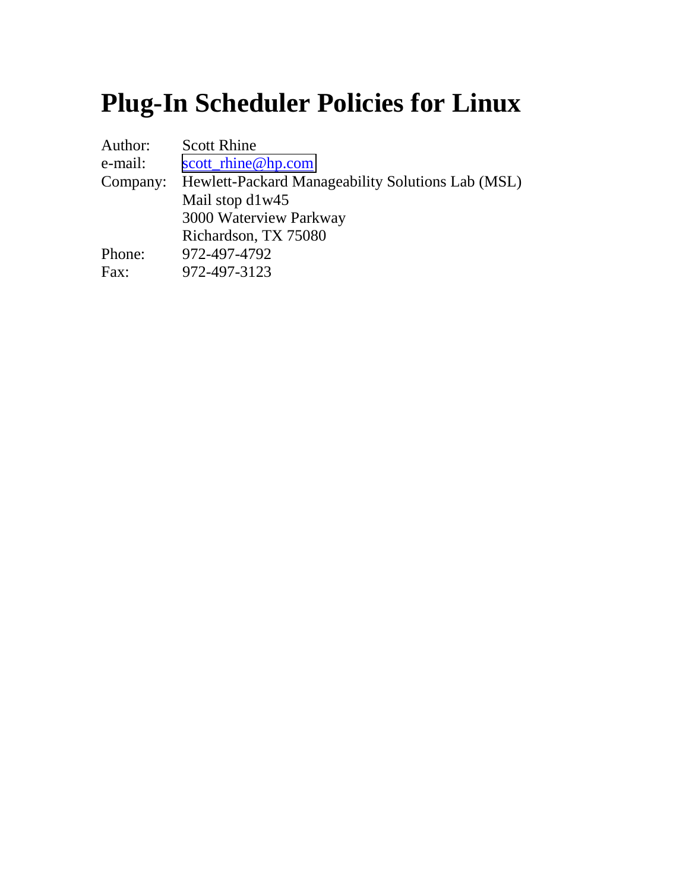# Plug-In Scheduler Policies for Linux

Author: Scott Rhine
e-mail: scott_rhine@hp.com
Company: Hewlett-Packard Manageability Solutions Lab (MSL)
Mail stop d1w45
3000 Waterview Parkway
Richardson, TX 75080
Phone: 972-497-4792
Fax: 972-497-3123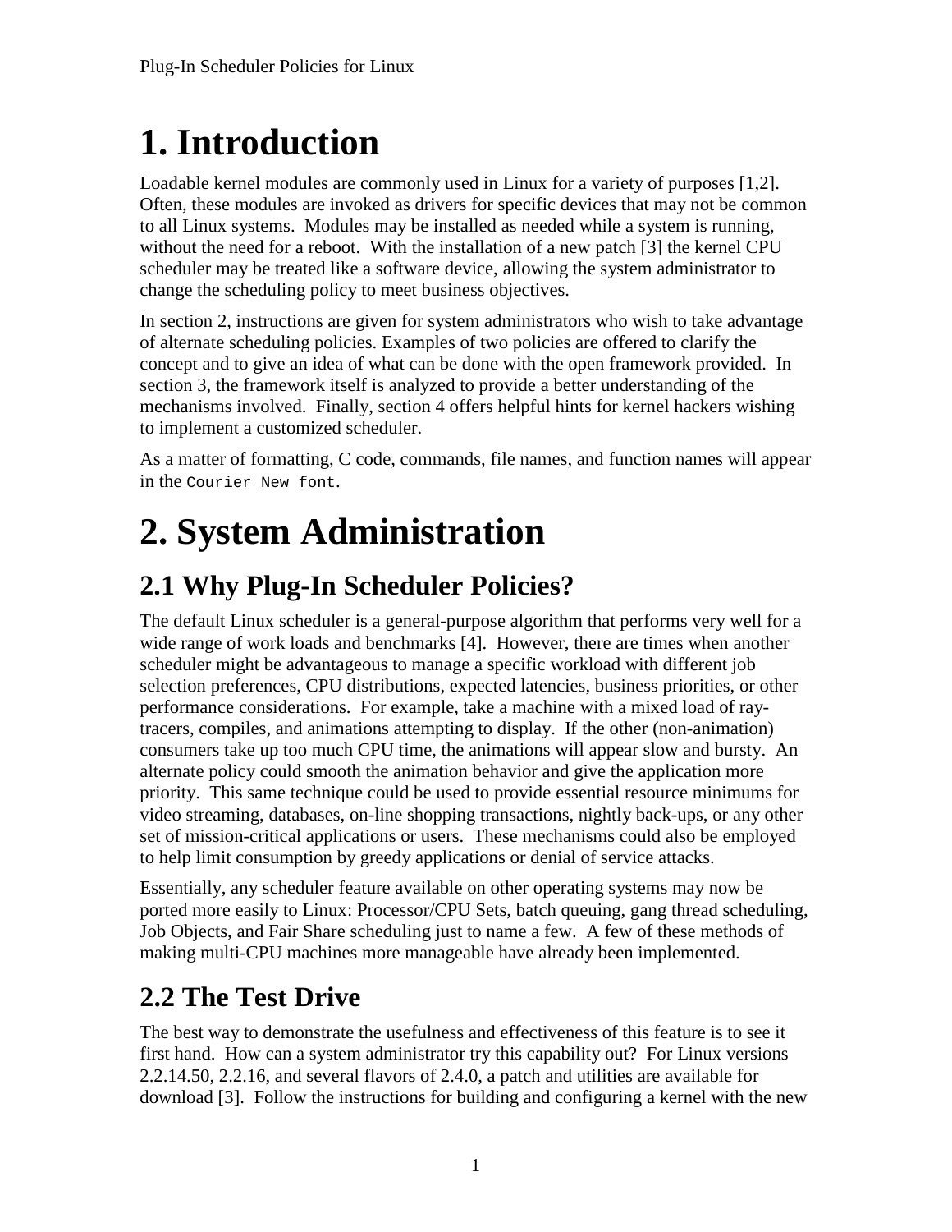# 1. Introduction

Loadable kernel modules are commonly used in Linux for a variety of purposes [1,2]. Often, these modules are invoked as drivers for specific devices that may not be common to all Linux systems. Modules may be installed as needed while a system is running, without the need for a reboot. With the installation of a new patch [3] the kernel CPU scheduler may be treated like a software device, allowing the system administrator to change the scheduling policy to meet business objectives.

In section 2, instructions are given for system administrators who wish to take advantage of alternate scheduling policies. Examples of two policies are offered to clarify the concept and to give an idea of what can be done with the open framework provided. In section 3, the framework itself is analyzed to provide a better understanding of the mechanisms involved. Finally, section 4 offers helpful hints for kernel hackers wishing to implement a customized scheduler.

As a matter of formatting, C code, commands, file names, and function names will appear in the `Courier New font`.

# 2. System Administration

## 2.1 Why Plug-In Scheduler Policies?

The default Linux scheduler is a general-purpose algorithm that performs very well for a wide range of work loads and benchmarks [4]. However, there are times when another scheduler might be advantageous to manage a specific workload with different job selection preferences, CPU distributions, expected latencies, business priorities, or other performance considerations. For example, take a machine with a mixed load of ray-tracers, compiles, and animations attempting to display. If the other (non-animation) consumers take up too much CPU time, the animations will appear slow and bursty. An alternate policy could smooth the animation behavior and give the application more priority. This same technique could be used to provide essential resource minimums for video streaming, databases, on-line shopping transactions, nightly back-ups, or any other set of mission-critical applications or users. These mechanisms could also be employed to help limit consumption by greedy applications or denial of service attacks.

Essentially, any scheduler feature available on other operating systems may now be ported more easily to Linux: Processor/CPU Sets, batch queuing, gang thread scheduling, Job Objects, and Fair Share scheduling just to name a few. A few of these methods of making multi-CPU machines more manageable have already been implemented.

## 2.2 The Test Drive

The best way to demonstrate the usefulness and effectiveness of this feature is to see it first hand. How can a system administrator try this capability out? For Linux versions 2.2.14.50, 2.2.16, and several flavors of 2.4.0, a patch and utilities are available for download [3]. Follow the instructions for building and configuring a kernel with the new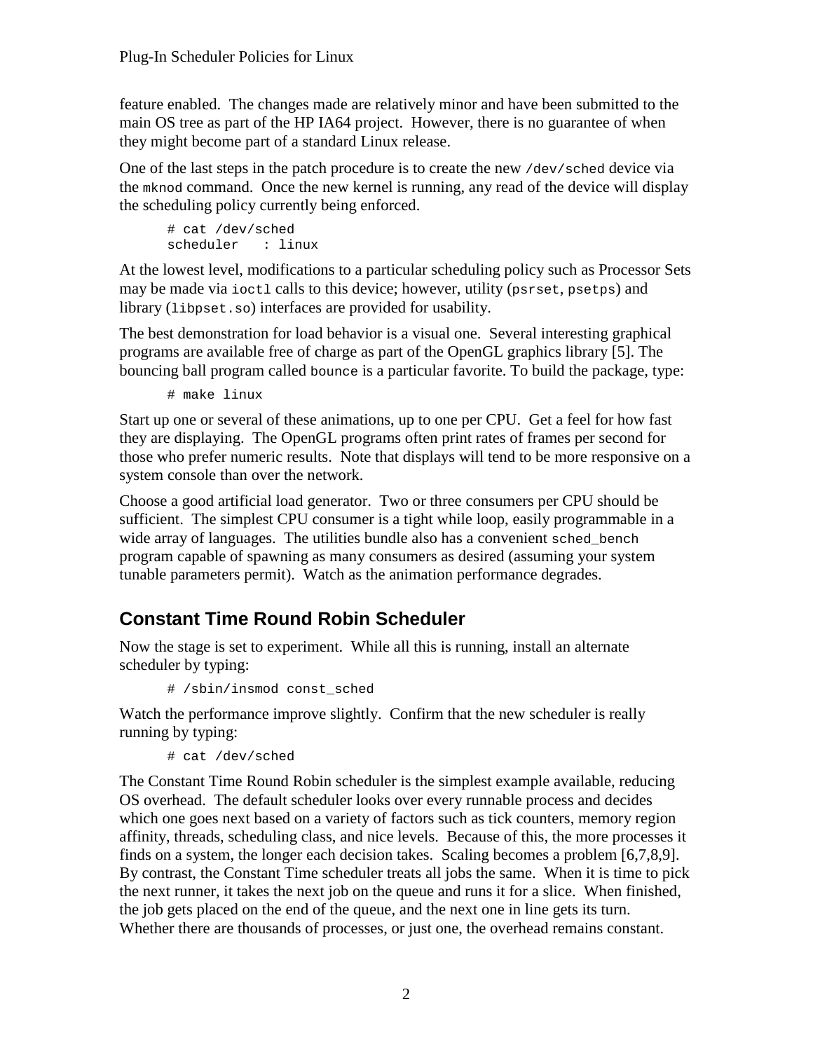feature enabled. The changes made are relatively minor and have been submitted to the main OS tree as part of the HP IA64 project. However, there is no guarantee of when they might become part of a standard Linux release.

One of the last steps in the patch procedure is to create the new `/dev/sched` device via the `mknod` command. Once the new kernel is running, any read of the device will display the scheduling policy currently being enforced.

```
# cat /dev/sched
scheduler   : linux
```

At the lowest level, modifications to a particular scheduling policy such as Processor Sets may be made via `ioctl` calls to this device; however, utility (`psrset`, `psetps`) and library (`libpset.so`) interfaces are provided for usability.

The best demonstration for load behavior is a visual one. Several interesting graphical programs are available free of charge as part of the OpenGL graphics library [5]. The bouncing ball program called `bounce` is a particular favorite. To build the package, type:

```
# make linux
```

Start up one or several of these animations, up to one per CPU. Get a feel for how fast they are displaying. The OpenGL programs often print rates of frames per second for those who prefer numeric results. Note that displays will tend to be more responsive on a system console than over the network.

Choose a good artificial load generator. Two or three consumers per CPU should be sufficient. The simplest CPU consumer is a tight while loop, easily programmable in a wide array of languages. The utilities bundle also has a convenient `sched_bench` program capable of spawning as many consumers as desired (assuming your system tunable parameters permit). Watch as the animation performance degrades.

## Constant Time Round Robin Scheduler

Now the stage is set to experiment. While all this is running, install an alternate scheduler by typing:

```
# /sbin/insmod const_sched
```

Watch the performance improve slightly. Confirm that the new scheduler is really running by typing:

```
# cat /dev/sched
```

The Constant Time Round Robin scheduler is the simplest example available, reducing OS overhead. The default scheduler looks over every runnable process and decides which one goes next based on a variety of factors such as tick counters, memory region affinity, threads, scheduling class, and nice levels. Because of this, the more processes it finds on a system, the longer each decision takes. Scaling becomes a problem [6,7,8,9]. By contrast, the Constant Time scheduler treats all jobs the same. When it is time to pick the next runner, it takes the next job on the queue and runs it for a slice. When finished, the job gets placed on the end of the queue, and the next one in line gets its turn. Whether there are thousands of processes, or just one, the overhead remains constant.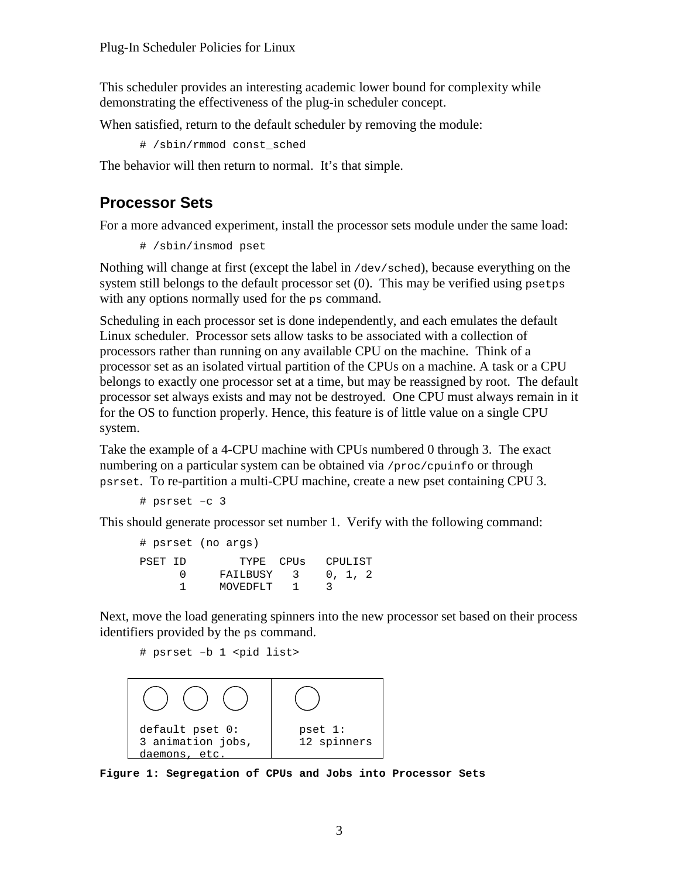This scheduler provides an interesting academic lower bound for complexity while demonstrating the effectiveness of the plug-in scheduler concept.

When satisfied, return to the default scheduler by removing the module:

```
# /sbin/rmmod const_sched
```

The behavior will then return to normal. It's that simple.

## Processor Sets

For a more advanced experiment, install the processor sets module under the same load:

```
# /sbin/insmod pset
```

Nothing will change at first (except the label in `/dev/sched`), because everything on the system still belongs to the default processor set (0). This may be verified using `psetps` with any options normally used for the `ps` command.

Scheduling in each processor set is done independently, and each emulates the default Linux scheduler. Processor sets allow tasks to be associated with a collection of processors rather than running on any available CPU on the machine. Think of a processor set as an isolated virtual partition of the CPUs on a machine. A task or a CPU belongs to exactly one processor set at a time, but may be reassigned by root. The default processor set always exists and may not be destroyed. One CPU must always remain in it for the OS to function properly. Hence, this feature is of little value on a single CPU system.

Take the example of a 4-CPU machine with CPUs numbered 0 through 3. The exact numbering on a particular system can be obtained via `/proc/cpuinfo` or through `psrset`. To re-partition a multi-CPU machine, create a new pset containing CPU 3.

```
# psrset –c 3
```

This should generate processor set number 1. Verify with the following command:

```
# psrset (no args)
PSET ID        TYPE  CPUs   CPULIST
      0    FAILBUSY   3     0, 1, 2
      1    MOVEDFLT   1     3
```

Next, move the load generating spinners into the new processor set based on their process identifiers provided by the `ps` command.

```
# psrset –b 1 <pid list>
```

```
○ ○ ○                   | ○
default pset 0:         | pset 1:
3 animation jobs,       | 12 spinners
daemons, etc.           |
```

**Figure 1: Segregation of CPUs and Jobs into Processor Sets**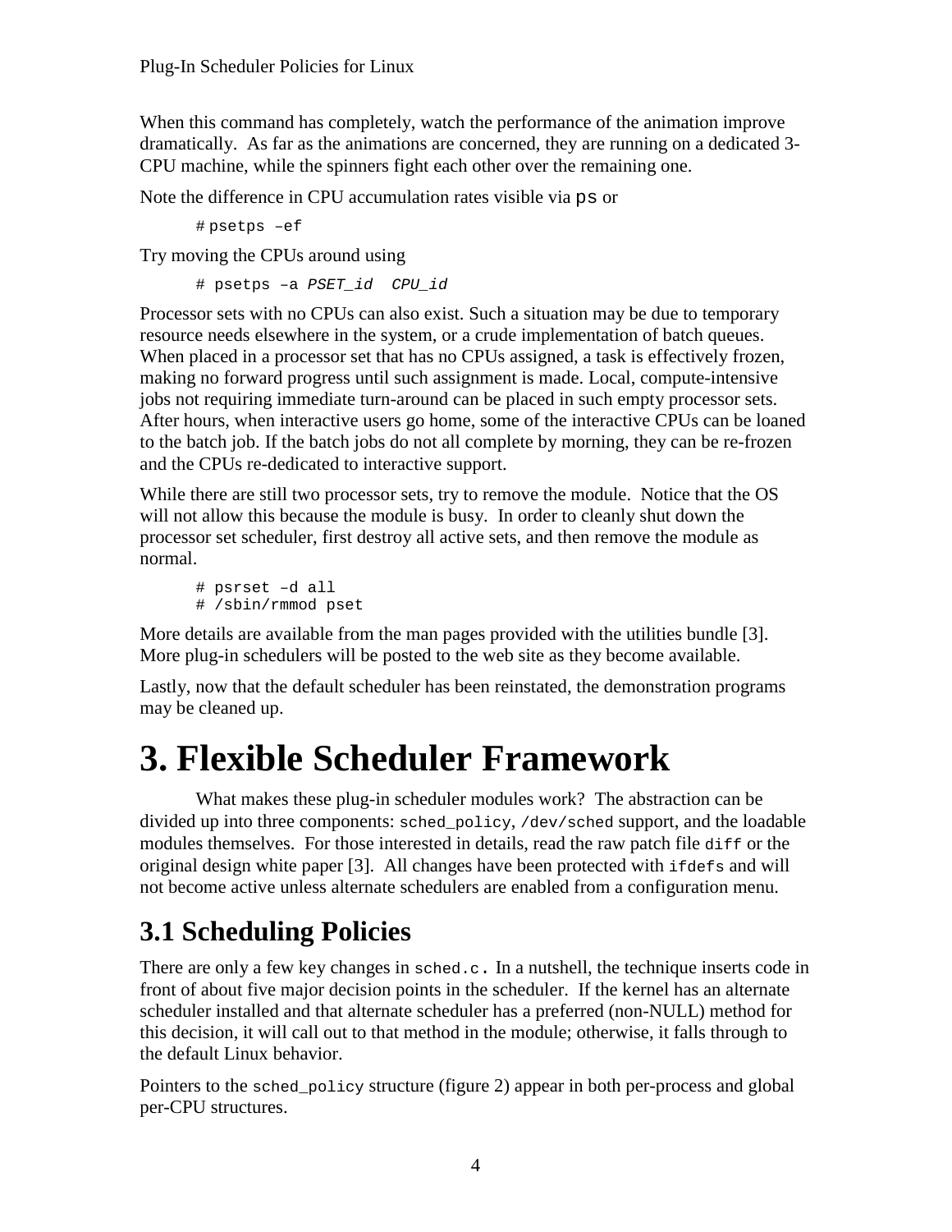When this command has completely, watch the performance of the animation improve dramatically. As far as the animations are concerned, they are running on a dedicated 3-CPU machine, while the spinners fight each other over the remaining one.

Note the difference in CPU accumulation rates visible via `ps` or

```
# psetps –ef
```

Try moving the CPUs around using

```
# psetps –a PSET_id  CPU_id
```

Processor sets with no CPUs can also exist. Such a situation may be due to temporary resource needs elsewhere in the system, or a crude implementation of batch queues. When placed in a processor set that has no CPUs assigned, a task is effectively frozen, making no forward progress until such assignment is made. Local, compute-intensive jobs not requiring immediate turn-around can be placed in such empty processor sets. After hours, when interactive users go home, some of the interactive CPUs can be loaned to the batch job. If the batch jobs do not all complete by morning, they can be re-frozen and the CPUs re-dedicated to interactive support.

While there are still two processor sets, try to remove the module. Notice that the OS will not allow this because the module is busy. In order to cleanly shut down the processor set scheduler, first destroy all active sets, and then remove the module as normal.

```
# psrset –d all
# /sbin/rmmod pset
```

More details are available from the man pages provided with the utilities bundle [3]. More plug-in schedulers will be posted to the web site as they become available.

Lastly, now that the default scheduler has been reinstated, the demonstration programs may be cleaned up.

# 3. Flexible Scheduler Framework

What makes these plug-in scheduler modules work? The abstraction can be divided up into three components: `sched_policy`, `/dev/sched` support, and the loadable modules themselves. For those interested in details, read the raw patch file `diff` or the original design white paper [3]. All changes have been protected with `ifdefs` and will not become active unless alternate schedulers are enabled from a configuration menu.

## 3.1 Scheduling Policies

There are only a few key changes in `sched.c.` In a nutshell, the technique inserts code in front of about five major decision points in the scheduler. If the kernel has an alternate scheduler installed and that alternate scheduler has a preferred (non-NULL) method for this decision, it will call out to that method in the module; otherwise, it falls through to the default Linux behavior.

Pointers to the `sched_policy` structure (figure 2) appear in both per-process and global per-CPU structures.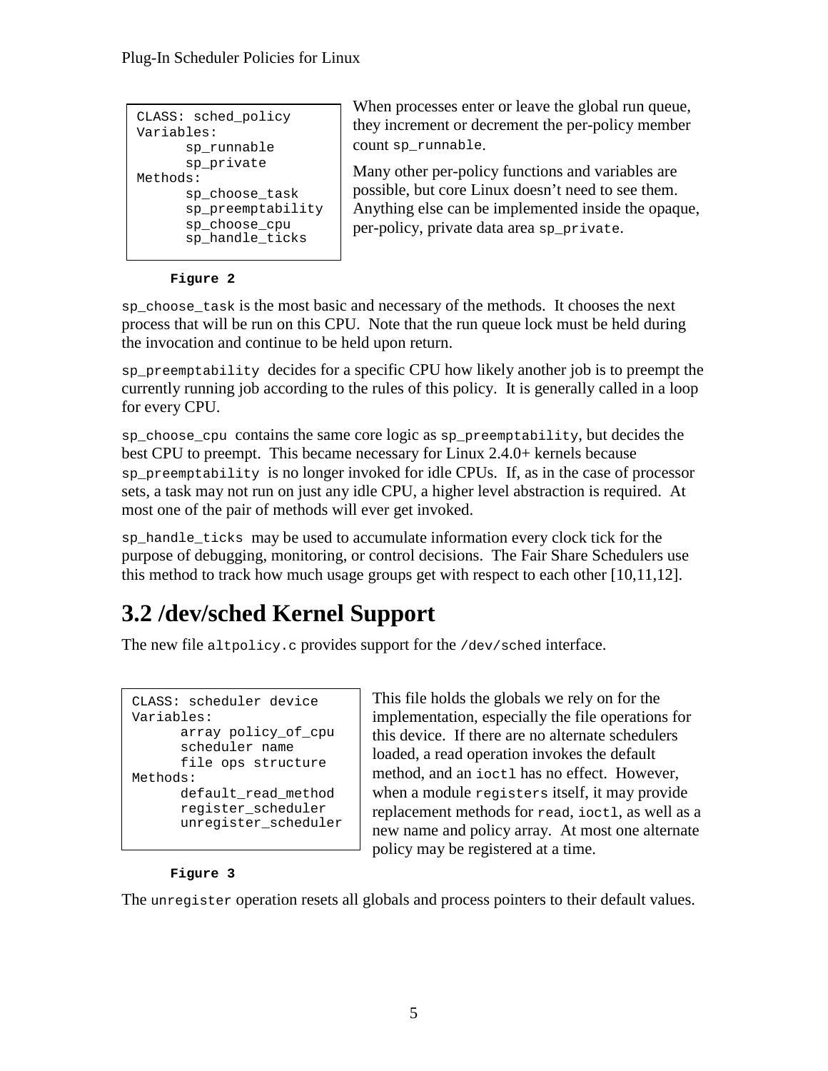```
CLASS: sched_policy
Variables:
      sp_runnable
      sp_private
Methods:
      sp_choose_task
      sp_preemptability
      sp_choose_cpu
      sp_handle_ticks
```

**Figure 2**

When processes enter or leave the global run queue, they increment or decrement the per-policy member count `sp_runnable`.

Many other per-policy functions and variables are possible, but core Linux doesn't need to see them. Anything else can be implemented inside the opaque, per-policy, private data area `sp_private`.

`sp_choose_task` is the most basic and necessary of the methods. It chooses the next process that will be run on this CPU. Note that the run queue lock must be held during the invocation and continue to be held upon return.

`sp_preemptability` decides for a specific CPU how likely another job is to preempt the currently running job according to the rules of this policy. It is generally called in a loop for every CPU.

`sp_choose_cpu` contains the same core logic as `sp_preemptability`, but decides the best CPU to preempt. This became necessary for Linux 2.4.0+ kernels because `sp_preemptability` is no longer invoked for idle CPUs. If, as in the case of processor sets, a task may not run on just any idle CPU, a higher level abstraction is required. At most one of the pair of methods will ever get invoked.

`sp_handle_ticks` may be used to accumulate information every clock tick for the purpose of debugging, monitoring, or control decisions. The Fair Share Schedulers use this method to track how much usage groups get with respect to each other [10,11,12].

## 3.2 /dev/sched Kernel Support

The new file `altpolicy.c` provides support for the `/dev/sched` interface.

```
CLASS: scheduler device
Variables:
      array policy_of_cpu
      scheduler name
      file ops structure
Methods:
      default_read_method
      register_scheduler
      unregister_scheduler
```

**Figure 3**

This file holds the globals we rely on for the implementation, especially the file operations for this device. If there are no alternate schedulers loaded, a read operation invokes the default method, and an `ioctl` has no effect. However, when a module `registers` itself, it may provide replacement methods for `read`, `ioctl`, as well as a new name and policy array. At most one alternate policy may be registered at a time.

The `unregister` operation resets all globals and process pointers to their default values.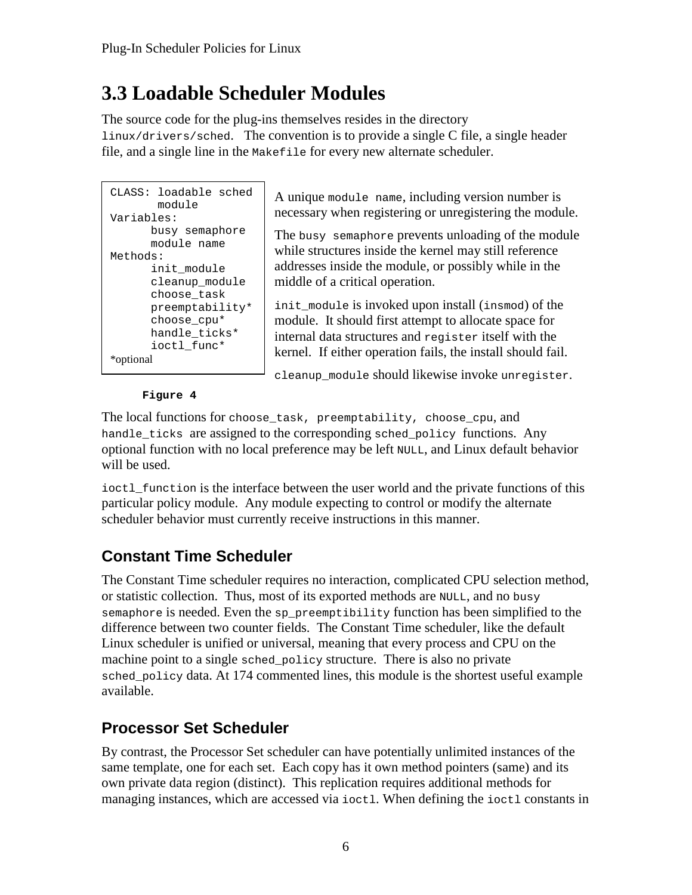## 3.3 Loadable Scheduler Modules

The source code for the plug-ins themselves resides in the directory `linux/drivers/sched`. The convention is to provide a single C file, a single header file, and a single line in the `Makefile` for every new alternate scheduler.

```
CLASS: loadable sched
       module
Variables:
      busy semaphore
      module name
Methods:
      init_module
      cleanup_module
      choose_task
      preemptability*
      choose_cpu*
      handle_ticks*
      ioctl_func*
*optional
```

**Figure 4**

A unique `module name`, including version number is necessary when registering or unregistering the module.

The `busy semaphore` prevents unloading of the module while structures inside the kernel may still reference addresses inside the module, or possibly while in the middle of a critical operation.

`init_module` is invoked upon install (`insmod`) of the module. It should first attempt to allocate space for internal data structures and `register` itself with the kernel. If either operation fails, the install should fail.

`cleanup_module` should likewise invoke `unregister`.

The local functions for `choose_task, preemptability, choose_cpu`, and `handle_ticks` are assigned to the corresponding `sched_policy` functions. Any optional function with no local preference may be left `NULL`, and Linux default behavior will be used.

`ioctl_function` is the interface between the user world and the private functions of this particular policy module. Any module expecting to control or modify the alternate scheduler behavior must currently receive instructions in this manner.

### Constant Time Scheduler

The Constant Time scheduler requires no interaction, complicated CPU selection method, or statistic collection. Thus, most of its exported methods are `NULL`, and no `busy semaphore` is needed. Even the `sp_preemptibility` function has been simplified to the difference between two counter fields. The Constant Time scheduler, like the default Linux scheduler is unified or universal, meaning that every process and CPU on the machine point to a single `sched_policy` structure. There is also no private `sched_policy` data. At 174 commented lines, this module is the shortest useful example available.

### Processor Set Scheduler

By contrast, the Processor Set scheduler can have potentially unlimited instances of the same template, one for each set. Each copy has it own method pointers (same) and its own private data region (distinct). This replication requires additional methods for managing instances, which are accessed via `ioctl`. When defining the `ioctl` constants in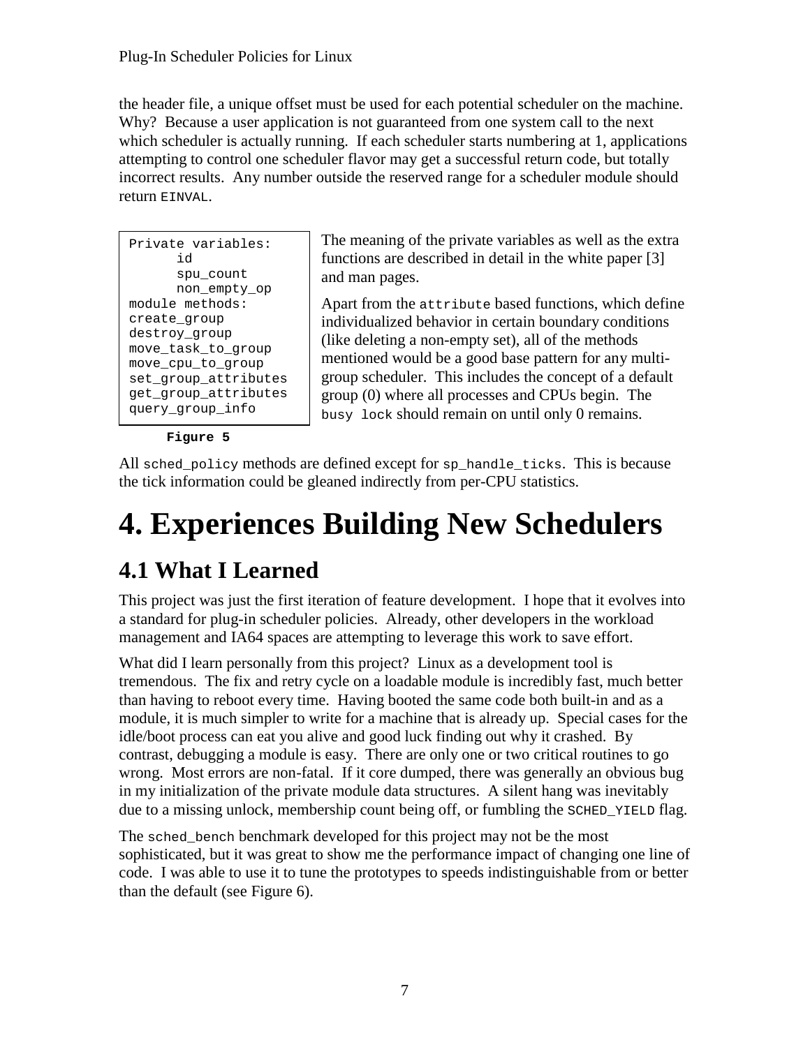the header file, a unique offset must be used for each potential scheduler on the machine. Why? Because a user application is not guaranteed from one system call to the next which scheduler is actually running. If each scheduler starts numbering at 1, applications attempting to control one scheduler flavor may get a successful return code, but totally incorrect results. Any number outside the reserved range for a scheduler module should return `EINVAL`.

```
Private variables:
      id
      spu_count
      non_empty_op
module methods:
create_group
destroy_group
move_task_to_group
move_cpu_to_group
set_group_attributes
get_group_attributes
query_group_info
```

**Figure 5**

The meaning of the private variables as well as the extra functions are described in detail in the white paper [3] and man pages.

Apart from the `attribute` based functions, which define individualized behavior in certain boundary conditions (like deleting a non-empty set), all of the methods mentioned would be a good base pattern for any multi-group scheduler. This includes the concept of a default group (0) where all processes and CPUs begin. The `busy lock` should remain on until only 0 remains.

All `sched_policy` methods are defined except for `sp_handle_ticks`. This is because the tick information could be gleaned indirectly from per-CPU statistics.

# 4. Experiences Building New Schedulers

## 4.1 What I Learned

This project was just the first iteration of feature development. I hope that it evolves into a standard for plug-in scheduler policies. Already, other developers in the workload management and IA64 spaces are attempting to leverage this work to save effort.

What did I learn personally from this project? Linux as a development tool is tremendous. The fix and retry cycle on a loadable module is incredibly fast, much better than having to reboot every time. Having booted the same code both built-in and as a module, it is much simpler to write for a machine that is already up. Special cases for the idle/boot process can eat you alive and good luck finding out why it crashed. By contrast, debugging a module is easy. There are only one or two critical routines to go wrong. Most errors are non-fatal. If it core dumped, there was generally an obvious bug in my initialization of the private module data structures. A silent hang was inevitably due to a missing unlock, membership count being off, or fumbling the `SCHED_YIELD` flag.

The `sched_bench` benchmark developed for this project may not be the most sophisticated, but it was great to show me the performance impact of changing one line of code. I was able to use it to tune the prototypes to speeds indistinguishable from or better than the default (see Figure 6).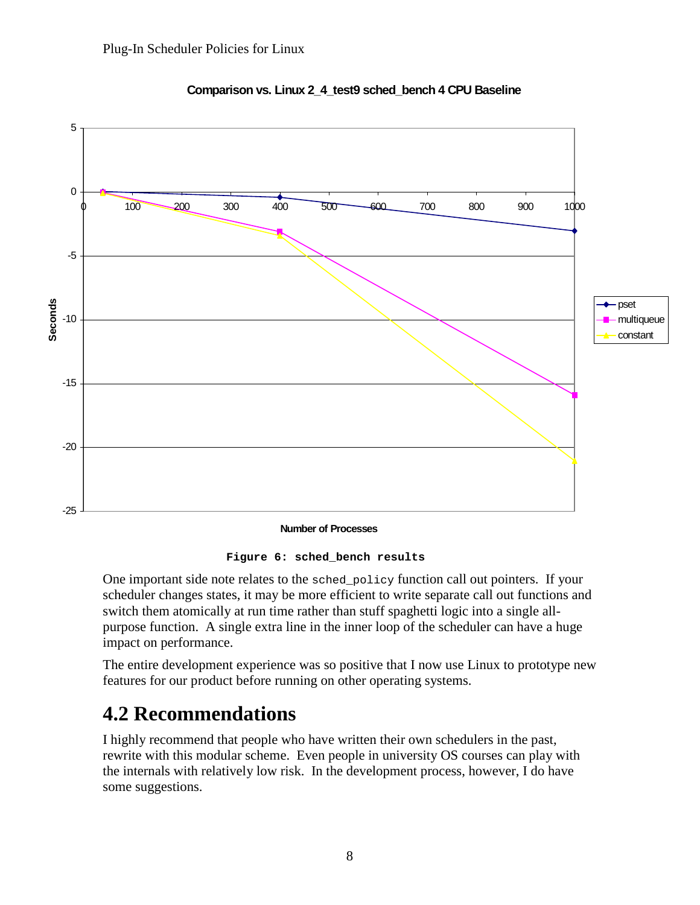Comparison vs. Linux 2_4_test9 sched_bench 4 CPU Baseline

Figure 6: sched_bench results

One important side note relates to the `sched_policy` function call out pointers. If your scheduler changes states, it may be more efficient to write separate call out functions and switch them atomically at run time rather than stuff spaghetti logic into a single all-purpose function. A single extra line in the inner loop of the scheduler can have a huge impact on performance.

The entire development experience was so positive that I now use Linux to prototype new features for our product before running on other operating systems.

## 4.2 Recommendations

I highly recommend that people who have written their own schedulers in the past, rewrite with this modular scheme. Even people in university OS courses can play with the internals with relatively low risk. In the development process, however, I do have some suggestions.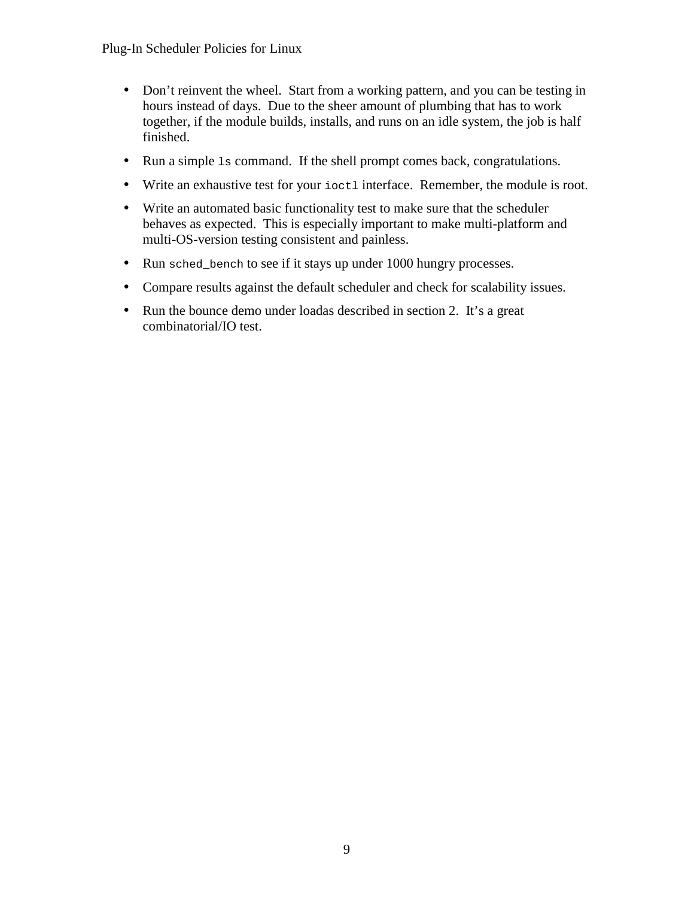- Don’t reinvent the wheel. Start from a working pattern, and you can be testing in hours instead of days. Due to the sheer amount of plumbing that has to work together, if the module builds, installs, and runs on an idle system, the job is half finished.
- Run a simple `ls` command. If the shell prompt comes back, congratulations.
- Write an exhaustive test for your `ioctl` interface. Remember, the module is root.
- Write an automated basic functionality test to make sure that the scheduler behaves as expected. This is especially important to make multi-platform and multi-OS-version testing consistent and painless.
- Run `sched_bench` to see if it stays up under 1000 hungry processes.
- Compare results against the default scheduler and check for scalability issues.
- Run the bounce demo under loadas described in section 2. It’s a great combinatorial/IO test.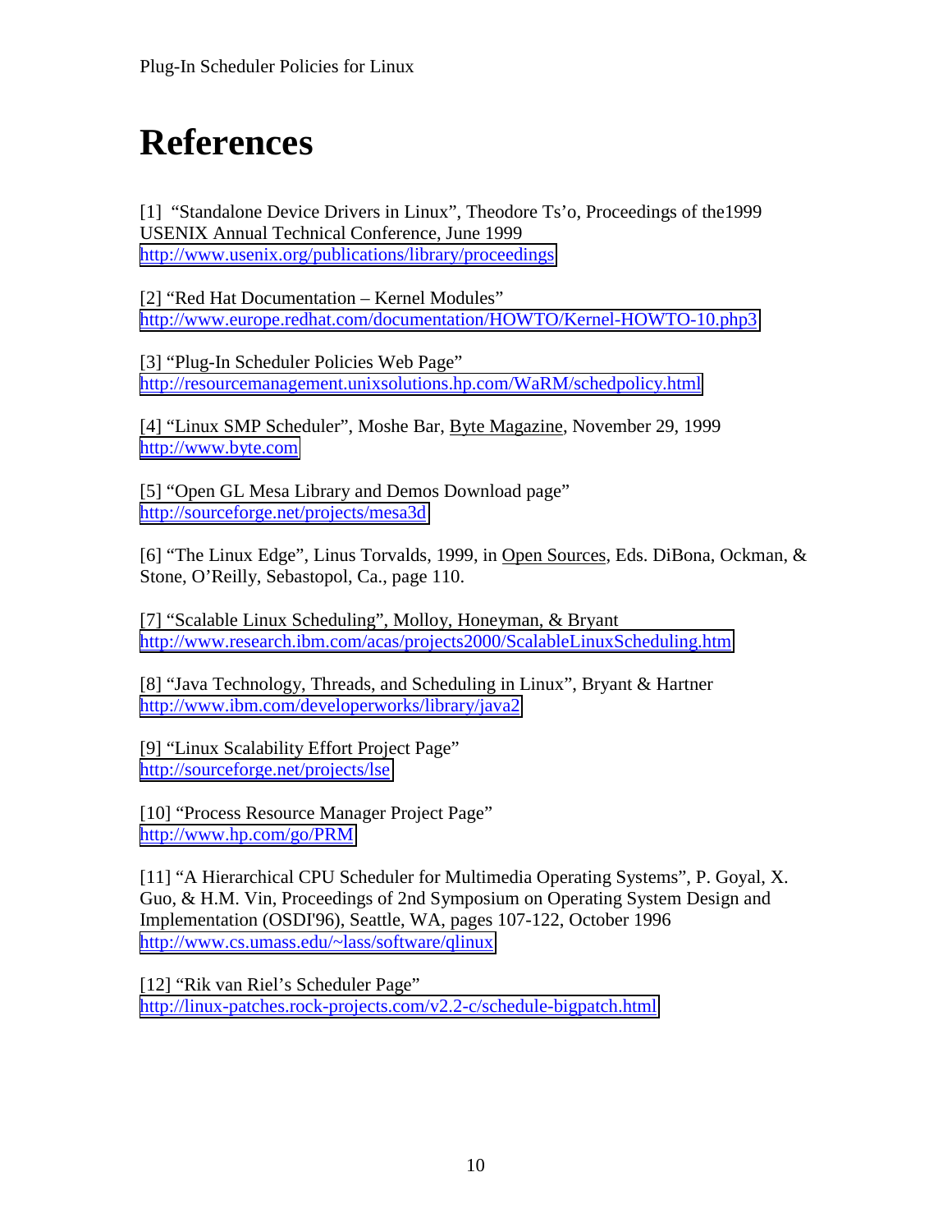# References

[1] "Standalone Device Drivers in Linux", Theodore Ts'o, Proceedings of the1999 USENIX Annual Technical Conference, June 1999
http://www.usenix.org/publications/library/proceedings

[2] "Red Hat Documentation – Kernel Modules"
http://www.europe.redhat.com/documentation/HOWTO/Kernel-HOWTO-10.php3

[3] "Plug-In Scheduler Policies Web Page"
http://resourcemanagement.unixsolutions.hp.com/WaRM/schedpolicy.html

[4] "Linux SMP Scheduler", Moshe Bar, Byte Magazine, November 29, 1999
http://www.byte.com

[5] "Open GL Mesa Library and Demos Download page"
http://sourceforge.net/projects/mesa3d

[6] "The Linux Edge", Linus Torvalds, 1999, in Open Sources, Eds. DiBona, Ockman, & Stone, O'Reilly, Sebastopol, Ca., page 110.

[7] "Scalable Linux Scheduling", Molloy, Honeyman, & Bryant
http://www.research.ibm.com/acas/projects2000/ScalableLinuxScheduling.htm

[8] "Java Technology, Threads, and Scheduling in Linux", Bryant & Hartner
http://www.ibm.com/developerworks/library/java2

[9] "Linux Scalability Effort Project Page"
http://sourceforge.net/projects/lse

[10] "Process Resource Manager Project Page"
http://www.hp.com/go/PRM

[11] "A Hierarchical CPU Scheduler for Multimedia Operating Systems", P. Goyal, X. Guo, & H.M. Vin, Proceedings of 2nd Symposium on Operating System Design and Implementation (OSDI'96), Seattle, WA, pages 107-122, October 1996
http://www.cs.umass.edu/~lass/software/qlinux

[12] "Rik van Riel's Scheduler Page"
http://linux-patches.rock-projects.com/v2.2-c/schedule-bigpatch.html